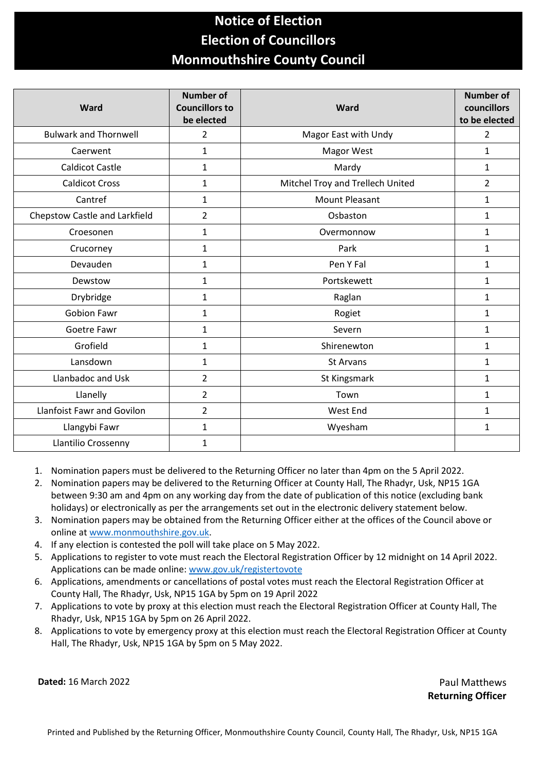# Notice of Election
# Election of Councillors
# Monmouthshire County Council

| Ward | Number of Councillors to be elected | Ward | Number of councillors to be elected |
|---|---|---|---|
| Bulwark and Thornwell | 2 | Magor East with Undy | 2 |
| Caerwent | 1 | Magor West | 1 |
| Caldicot Castle | 1 | Mardy | 1 |
| Caldicot Cross | 1 | Mitchel Troy and Trellech United | 2 |
| Cantref | 1 | Mount Pleasant | 1 |
| Chepstow Castle and Larkfield | 2 | Osbaston | 1 |
| Croesonen | 1 | Overmonnow | 1 |
| Crucorney | 1 | Park | 1 |
| Devauden | 1 | Pen Y Fal | 1 |
| Dewstow | 1 | Portskewett | 1 |
| Drybridge | 1 | Raglan | 1 |
| Gobion Fawr | 1 | Rogiet | 1 |
| Goetre Fawr | 1 | Severn | 1 |
| Grofield | 1 | Shirenewton | 1 |
| Lansdown | 1 | St Arvans | 1 |
| Llanbadoc and Usk | 2 | St Kingsmark | 1 |
| Llanelly | 2 | Town | 1 |
| Llanfoist Fawr and Govilon | 2 | West End | 1 |
| Llangybi Fawr | 1 | Wyesham | 1 |
| Llantilio Crossenny | 1 | | |

1. Nomination papers must be delivered to the Returning Officer no later than 4pm on the 5 April 2022.
2. Nomination papers may be delivered to the Returning Officer at County Hall, The Rhadyr, Usk, NP15 1GA between 9:30 am and 4pm on any working day from the date of publication of this notice (excluding bank holidays) or electronically as per the arrangements set out in the electronic delivery statement below.
3. Nomination papers may be obtained from the Returning Officer either at the offices of the Council above or online at www.monmouthshire.gov.uk.
4. If any election is contested the poll will take place on 5 May 2022.
5. Applications to register to vote must reach the Electoral Registration Officer by 12 midnight on 14 April 2022. Applications can be made online: www.gov.uk/registertovote
6. Applications, amendments or cancellations of postal votes must reach the Electoral Registration Officer at County Hall, The Rhadyr, Usk, NP15 1GA by 5pm on 19 April 2022
7. Applications to vote by proxy at this election must reach the Electoral Registration Officer at County Hall, The Rhadyr, Usk, NP15 1GA by 5pm on 26 April 2022.
8. Applications to vote by emergency proxy at this election must reach the Electoral Registration Officer at County Hall, The Rhadyr, Usk, NP15 1GA by 5pm on 5 May 2022.

**Dated:** 16 March 2022

Paul Matthews
**Returning Officer**

Printed and Published by the Returning Officer, Monmouthshire County Council, County Hall, The Rhadyr, Usk, NP15 1GA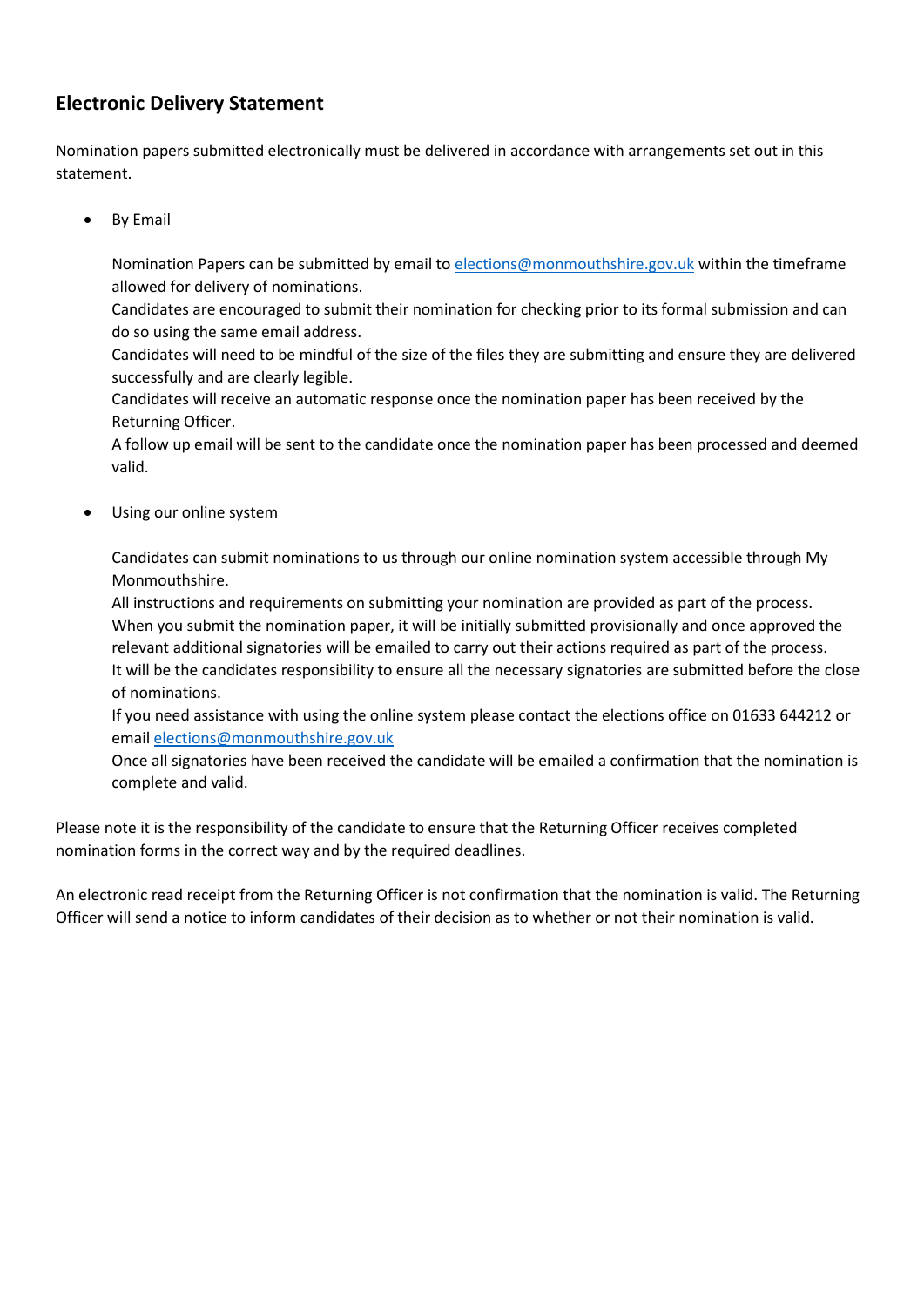## Electronic Delivery Statement

Nomination papers submitted electronically must be delivered in accordance with arrangements set out in this statement.

- By Email

  Nomination Papers can be submitted by email to elections@monmouthshire.gov.uk within the timeframe allowed for delivery of nominations.
  Candidates are encouraged to submit their nomination for checking prior to its formal submission and can do so using the same email address.
  Candidates will need to be mindful of the size of the files they are submitting and ensure they are delivered successfully and are clearly legible.
  Candidates will receive an automatic response once the nomination paper has been received by the Returning Officer.
  A follow up email will be sent to the candidate once the nomination paper has been processed and deemed valid.

- Using our online system

  Candidates can submit nominations to us through our online nomination system accessible through My Monmouthshire.
  All instructions and requirements on submitting your nomination are provided as part of the process.
  When you submit the nomination paper, it will be initially submitted provisionally and once approved the relevant additional signatories will be emailed to carry out their actions required as part of the process.
  It will be the candidates responsibility to ensure all the necessary signatories are submitted before the close of nominations.
  If you need assistance with using the online system please contact the elections office on 01633 644212 or email elections@monmouthshire.gov.uk
  Once all signatories have been received the candidate will be emailed a confirmation that the nomination is complete and valid.

Please note it is the responsibility of the candidate to ensure that the Returning Officer receives completed nomination forms in the correct way and by the required deadlines.

An electronic read receipt from the Returning Officer is not confirmation that the nomination is valid. The Returning Officer will send a notice to inform candidates of their decision as to whether or not their nomination is valid.